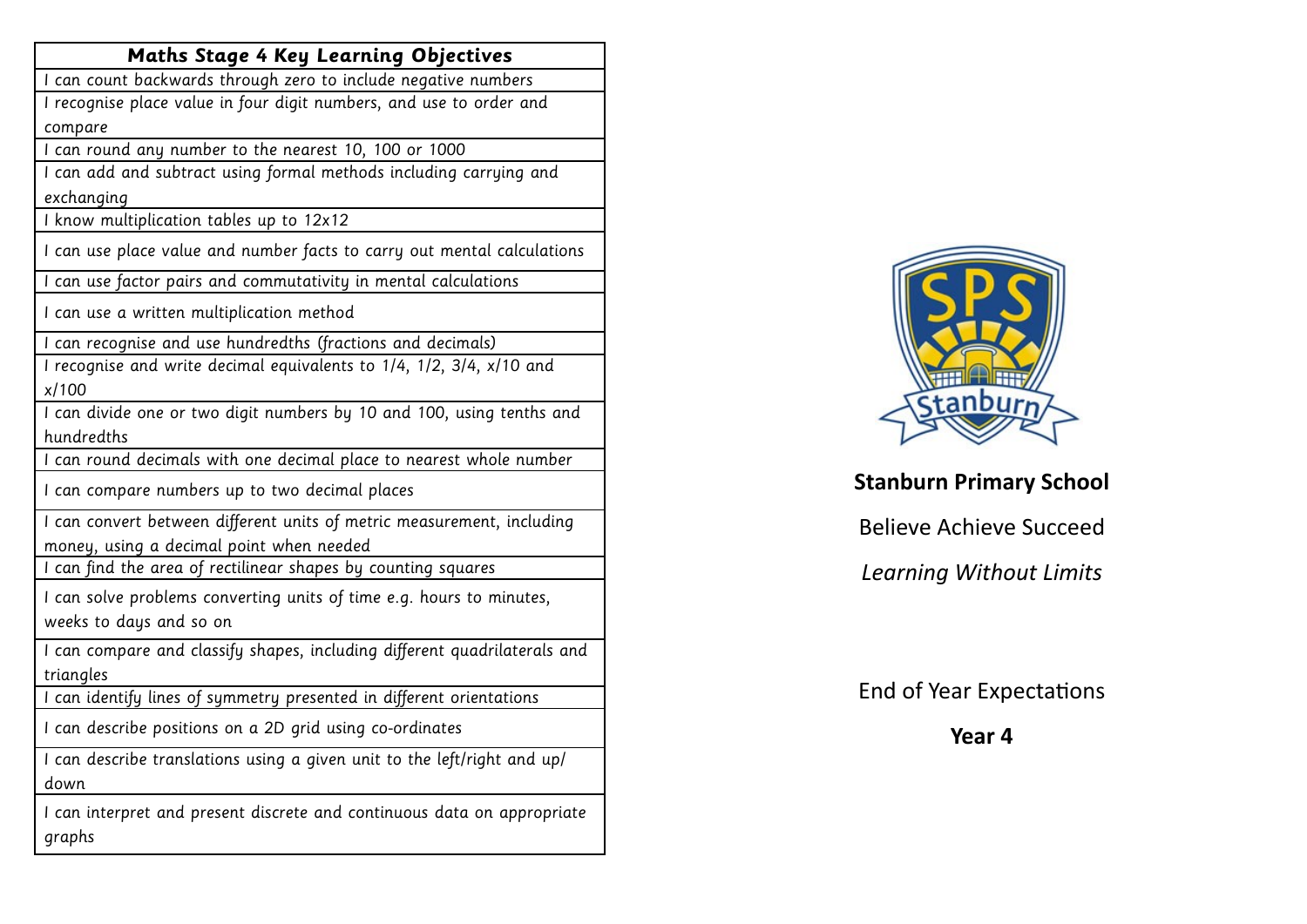| Maths Stage 4 Key Learning Objectives |
|---|
| I can count backwards through zero to include negative numbers |
| I recognise place value in four digit numbers, and use to order and compare |
| I can round any number to the nearest 10, 100 or 1000 |
| I can add and subtract using formal methods including carrying and exchanging |
| I know multiplication tables up to 12x12 |
| I can use place value and number facts to carry out mental calculations |
| I can use factor pairs and commutativity in mental calculations |
| I can use a written multiplication method |
| I can recognise and use hundredths (fractions and decimals) |
| I recognise and write decimal equivalents to 1/4, 1/2, 3/4, x/10 and x/100 |
| I can divide one or two digit numbers by 10 and 100, using tenths and hundredths |
| I can round decimals with one decimal place to nearest whole number |
| I can compare numbers up to two decimal places |
| I can convert between different units of metric measurement, including money, using a decimal point when needed |
| I can find the area of rectilinear shapes by counting squares |
| I can solve problems converting units of time e.g. hours to minutes, weeks to days and so on |
| I can compare and classify shapes, including different quadrilaterals and triangles |
| I can identify lines of symmetry presented in different orientations |
| I can describe positions on a 2D grid using co-ordinates |
| I can describe translations using a given unit to the left/right and up/down |
| I can interpret and present discrete and continuous data on appropriate graphs |

**Stanburn Primary School**

Believe Achieve Succeed

*Learning Without Limits*

End of Year Expectations

**Year 4**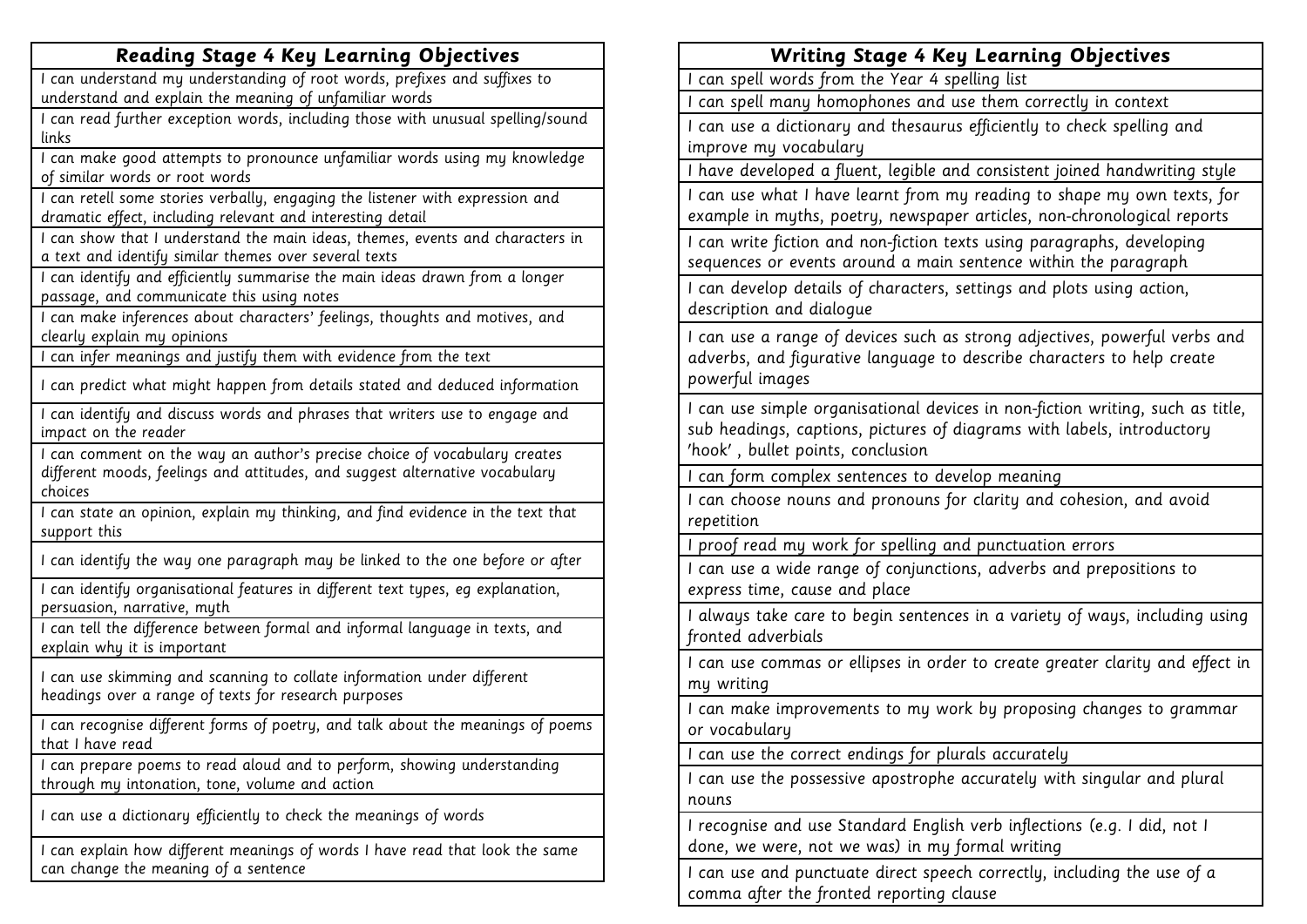| Reading Stage 4 Key Learning Objectives |
|---|
| I can understand my understanding of root words, prefixes and suffixes to understand and explain the meaning of unfamiliar words |
| I can read further exception words, including those with unusual spelling/sound links |
| I can make good attempts to pronounce unfamiliar words using my knowledge of similar words or root words |
| I can retell some stories verbally, engaging the listener with expression and dramatic effect, including relevant and interesting detail |
| I can show that I understand the main ideas, themes, events and characters in a text and identify similar themes over several texts |
| I can identify and efficiently summarise the main ideas drawn from a longer passage, and communicate this using notes |
| I can make inferences about characters' feelings, thoughts and motives, and clearly explain my opinions |
| I can infer meanings and justify them with evidence from the text |
| I can predict what might happen from details stated and deduced information |
| I can identify and discuss words and phrases that writers use to engage and impact on the reader |
| I can comment on the way an author's precise choice of vocabulary creates different moods, feelings and attitudes, and suggest alternative vocabulary choices |
| I can state an opinion, explain my thinking, and find evidence in the text that support this |
| I can identify the way one paragraph may be linked to the one before or after |
| I can identify organisational features in different text types, eg explanation, persuasion, narrative, myth |
| I can tell the difference between formal and informal language in texts, and explain why it is important |
| I can use skimming and scanning to collate information under different headings over a range of texts for research purposes |
| I can recognise different forms of poetry, and talk about the meanings of poems that I have read |
| I can prepare poems to read aloud and to perform, showing understanding through my intonation, tone, volume and action |
| I can use a dictionary efficiently to check the meanings of words |
| I can explain how different meanings of words I have read that look the same can change the meaning of a sentence |

| Writing Stage 4 Key Learning Objectives |
|---|
| I can spell words from the Year 4 spelling list |
| I can spell many homophones and use them correctly in context |
| I can use a dictionary and thesaurus efficiently to check spelling and improve my vocabulary |
| I have developed a fluent, legible and consistent joined handwriting style |
| I can use what I have learnt from my reading to shape my own texts, for example in myths, poetry, newspaper articles, non-chronological reports |
| I can write fiction and non-fiction texts using paragraphs, developing sequences or events around a main sentence within the paragraph |
| I can develop details of characters, settings and plots using action, description and dialogue |
| I can use a range of devices such as strong adjectives, powerful verbs and adverbs, and figurative language to describe characters to help create powerful images |
| I can use simple organisational devices in non-fiction writing, such as title, sub headings, captions, pictures of diagrams with labels, introductory 'hook' , bullet points, conclusion |
| I can form complex sentences to develop meaning |
| I can choose nouns and pronouns for clarity and cohesion, and avoid repetition |
| I proof read my work for spelling and punctuation errors |
| I can use a wide range of conjunctions, adverbs and prepositions to express time, cause and place |
| I always take care to begin sentences in a variety of ways, including using fronted adverbials |
| I can use commas or ellipses in order to create greater clarity and effect in my writing |
| I can make improvements to my work by proposing changes to grammar or vocabulary |
| I can use the correct endings for plurals accurately |
| I can use the possessive apostrophe accurately with singular and plural nouns |
| I recognise and use Standard English verb inflections (e.g. I did, not I done, we were, not we was) in my formal writing |
| I can use and punctuate direct speech correctly, including the use of a comma after the fronted reporting clause |